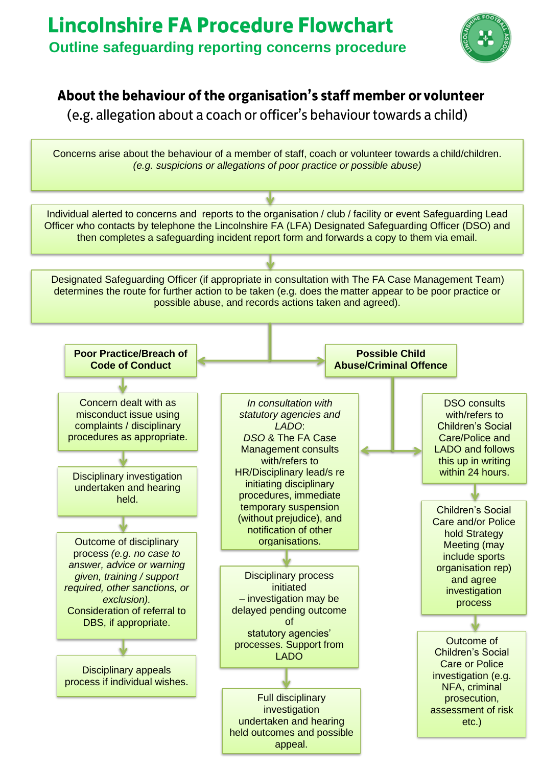# Lincolnshire FA Procedure Flowchart

## Outline safeguarding reporting concerns procedure

### About the behaviour of the organisation's staff member or volunteer

(e.g. allegation about a coach or officer's behaviour towards a child)

Concerns arise about the behaviour of a member of staff, coach or volunteer towards a child/children. *(e.g. suspicions or allegations of poor practice or possible abuse)*

↓

Individual alerted to concerns and reports to the organisation / club / facility or event Safeguarding Lead Officer who contacts by telephone the Lincolnshire FA (LFA) Designated Safeguarding Officer (DSO) and then completes a safeguarding incident report form and forwards a copy to them via email.

↓

Designated Safeguarding Officer (if appropriate in consultation with The FA Case Management Team) determines the route for further action to be taken (e.g. does the matter appear to be poor practice or possible abuse, and records actions taken and agreed).

↓

**Poor Practice/Breach of Code of Conduct**

↓

Concern dealt with as misconduct issue using complaints / disciplinary procedures as appropriate.

↓

Disciplinary investigation undertaken and hearing held.

↓

Outcome of disciplinary process *(e.g. no case to answer, advice or warning given, training / support required, other sanctions, or exclusion).* Consideration of referral to DBS, if appropriate.

↓

Disciplinary appeals process if individual wishes.

**Possible Child Abuse/Criminal Offence**

↓ (leads to both of the following)

*In consultation with statutory agencies and LADO*: *DSO* & The FA Case Management consults with/refers to HR/Disciplinary lead/s re initiating disciplinary procedures, immediate temporary suspension (without prejudice), and notification of other organisations.

↓

Disciplinary process initiated – investigation may be delayed pending outcome of statutory agencies' processes. Support from LADO

↓

Full disciplinary investigation undertaken and hearing held outcomes and possible appeal.

DSO consults with/refers to Children's Social Care/Police and LADO and follows this up in writing within 24 hours.

↓

Children's Social Care and/or Police hold Strategy Meeting (may include sports organisation rep) and agree investigation process

↓

Outcome of Children's Social Care or Police investigation (e.g. NFA, criminal prosecution, assessment of risk etc.)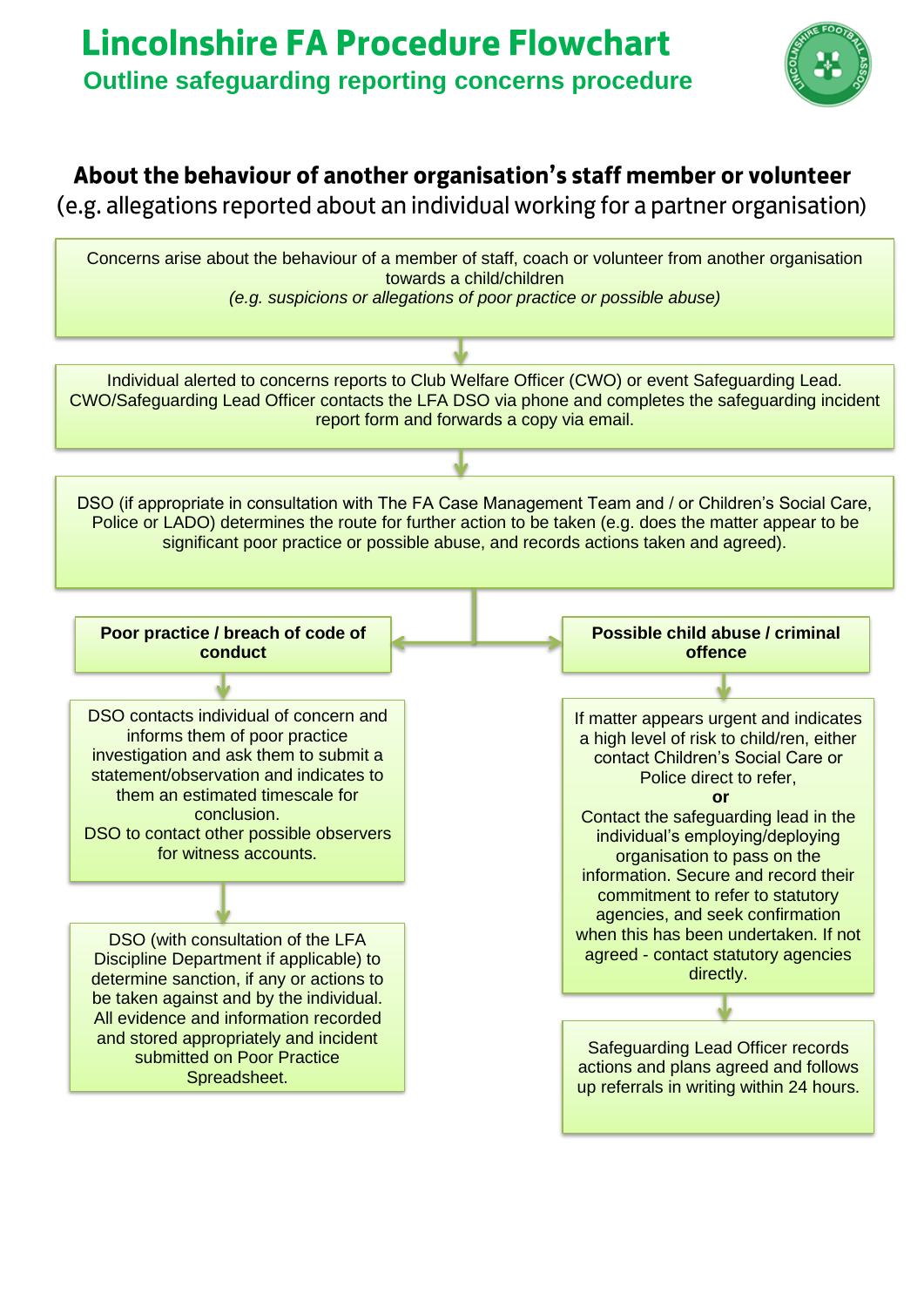# Lincolnshire FA Procedure Flowchart

## Outline safeguarding reporting concerns procedure

### About the behaviour of another organisation's staff member or volunteer

(e.g. allegations reported about an individual working for a partner organisation)

Concerns arise about the behaviour of a member of staff, coach or volunteer from another organisation towards a child/children
*(e.g. suspicions or allegations of poor practice or possible abuse)*

↓

Individual alerted to concerns reports to Club Welfare Officer (CWO) or event Safeguarding Lead. CWO/Safeguarding Lead Officer contacts the LFA DSO via phone and completes the safeguarding incident report form and forwards a copy via email.

↓

DSO (if appropriate in consultation with The FA Case Management Team and / or Children's Social Care, Police or LADO) determines the route for further action to be taken (e.g. does the matter appear to be significant poor practice or possible abuse, and records actions taken and agreed).

↓

**Poor practice / breach of code of conduct**

↓

DSO contacts individual of concern and informs them of poor practice investigation and ask them to submit a statement/observation and indicates to them an estimated timescale for conclusion.
DSO to contact other possible observers for witness accounts.

↓

DSO (with consultation of the LFA Discipline Department if applicable) to determine sanction, if any or actions to be taken against and by the individual. All evidence and information recorded and stored appropriately and incident submitted on Poor Practice Spreadsheet.

**Possible child abuse / criminal offence**

↓

If matter appears urgent and indicates a high level of risk to child/ren, either contact Children's Social Care or Police direct to refer,
**or**
Contact the safeguarding lead in the individual's employing/deploying organisation to pass on the information. Secure and record their commitment to refer to statutory agencies, and seek confirmation when this has been undertaken. If not agreed - contact statutory agencies directly.

↓

Safeguarding Lead Officer records actions and plans agreed and follows up referrals in writing within 24 hours.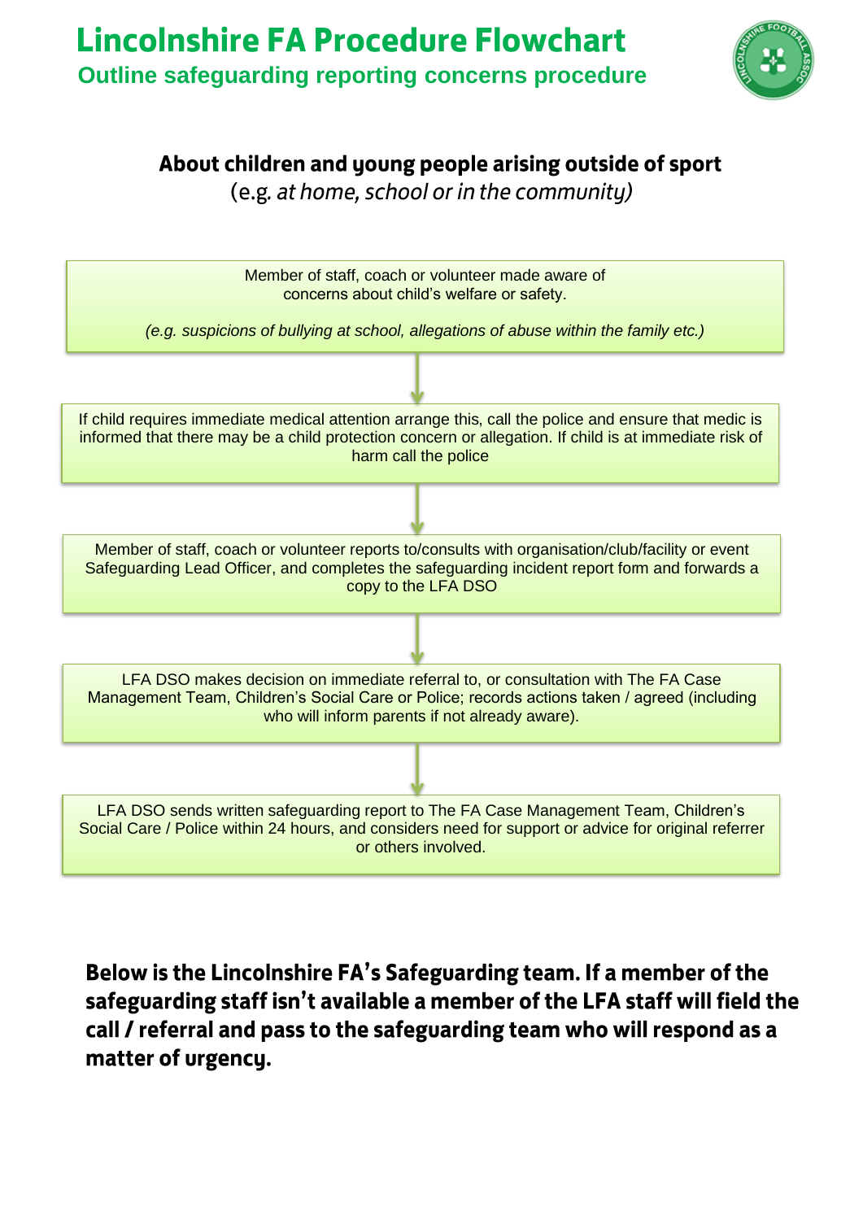# Lincolnshire FA Procedure Flowchart

## Outline safeguarding reporting concerns procedure

### About children and young people arising outside of sport

(e.g. *at home, school or in the community)*

Member of staff, coach or volunteer made aware of concerns about child's welfare or safety.

*(e.g. suspicions of bullying at school, allegations of abuse within the family etc.)*

↓

If child requires immediate medical attention arrange this, call the police and ensure that medic is informed that there may be a child protection concern or allegation. If child is at immediate risk of harm call the police

↓

Member of staff, coach or volunteer reports to/consults with organisation/club/facility or event Safeguarding Lead Officer, and completes the safeguarding incident report form and forwards a copy to the LFA DSO

↓

LFA DSO makes decision on immediate referral to, or consultation with The FA Case Management Team, Children's Social Care or Police; records actions taken / agreed (including who will inform parents if not already aware).

↓

LFA DSO sends written safeguarding report to The FA Case Management Team, Children's Social Care / Police within 24 hours, and considers need for support or advice for original referrer or others involved.

**Below is the Lincolnshire FA's Safeguarding team. If a member of the safeguarding staff isn't available a member of the LFA staff will field the call / referral and pass to the safeguarding team who will respond as a matter of urgency.**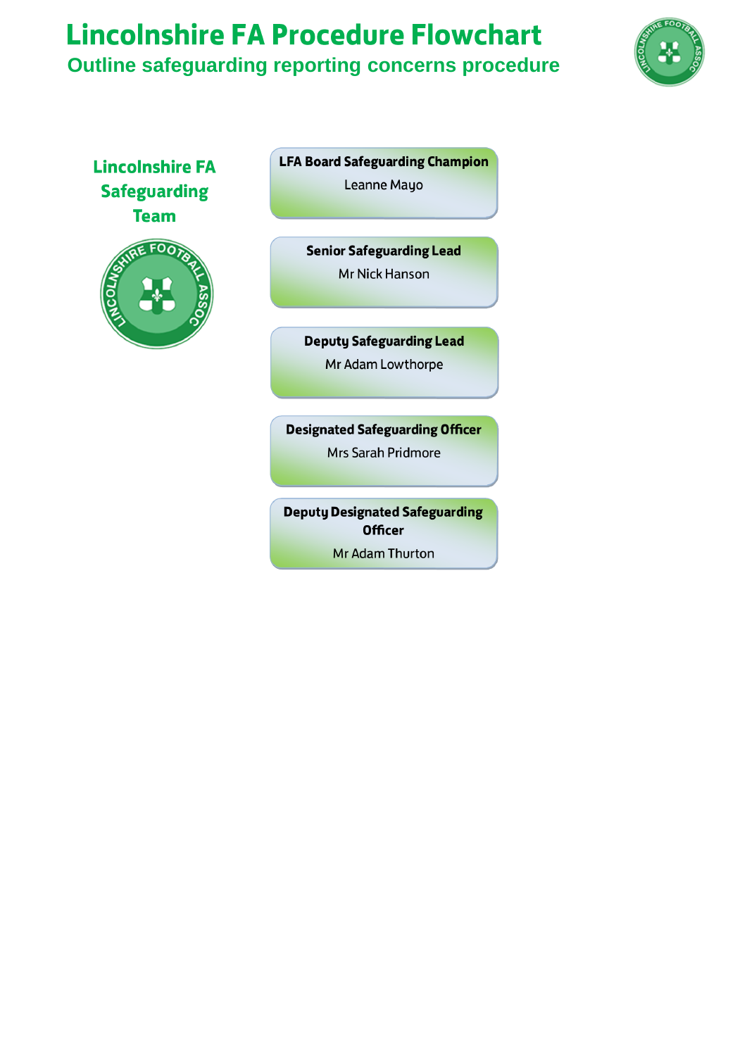# Lincolnshire FA Procedure Flowchart

## Outline safeguarding reporting concerns procedure

### Lincolnshire FA Safeguarding Team

**LFA Board Safeguarding Champion**
Leanne Mayo

**Senior Safeguarding Lead**
Mr Nick Hanson

**Deputy Safeguarding Lead**
Mr Adam Lowthorpe

**Designated Safeguarding Officer**
Mrs Sarah Pridmore

**Deputy Designated Safeguarding Officer**
Mr Adam Thurton